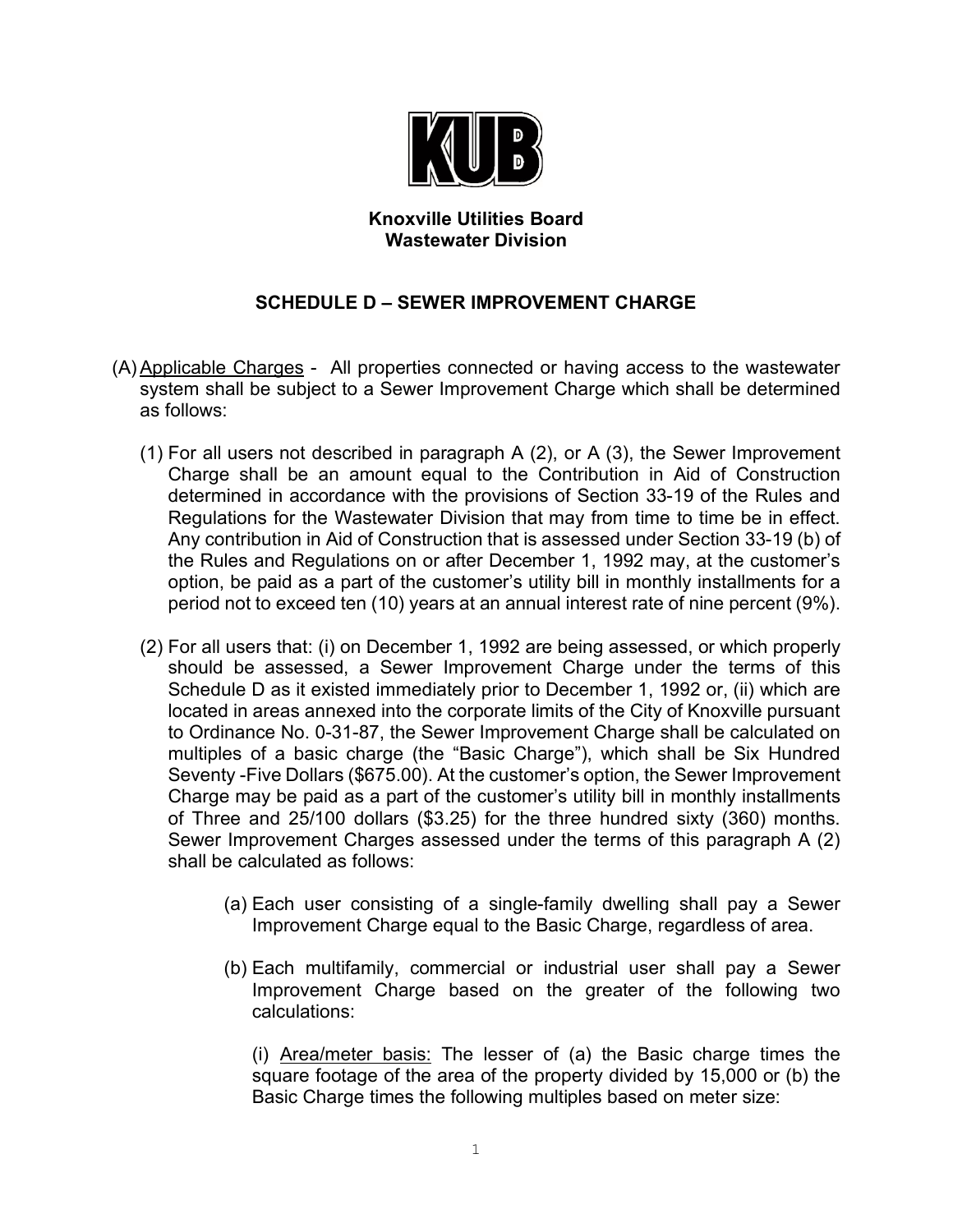**Knoxville Utilities Board**
**Wastewater Division**

## SCHEDULE D – SEWER IMPROVEMENT CHARGE

(A) Applicable Charges - All properties connected or having access to the wastewater system shall be subject to a Sewer Improvement Charge which shall be determined as follows:

(1) For all users not described in paragraph A (2), or A (3), the Sewer Improvement Charge shall be an amount equal to the Contribution in Aid of Construction determined in accordance with the provisions of Section 33-19 of the Rules and Regulations for the Wastewater Division that may from time to time be in effect. Any contribution in Aid of Construction that is assessed under Section 33-19 (b) of the Rules and Regulations on or after December 1, 1992 may, at the customer's option, be paid as a part of the customer's utility bill in monthly installments for a period not to exceed ten (10) years at an annual interest rate of nine percent (9%).

(2) For all users that: (i) on December 1, 1992 are being assessed, or which properly should be assessed, a Sewer Improvement Charge under the terms of this Schedule D as it existed immediately prior to December 1, 1992 or, (ii) which are located in areas annexed into the corporate limits of the City of Knoxville pursuant to Ordinance No. 0-31-87, the Sewer Improvement Charge shall be calculated on multiples of a basic charge (the "Basic Charge"), which shall be Six Hundred Seventy -Five Dollars ($675.00). At the customer's option, the Sewer Improvement Charge may be paid as a part of the customer's utility bill in monthly installments of Three and 25/100 dollars ($3.25) for the three hundred sixty (360) months. Sewer Improvement Charges assessed under the terms of this paragraph A (2) shall be calculated as follows:

(a) Each user consisting of a single-family dwelling shall pay a Sewer Improvement Charge equal to the Basic Charge, regardless of area.

(b) Each multifamily, commercial or industrial user shall pay a Sewer Improvement Charge based on the greater of the following two calculations:

(i) Area/meter basis: The lesser of (a) the Basic charge times the square footage of the area of the property divided by 15,000 or (b) the Basic Charge times the following multiples based on meter size: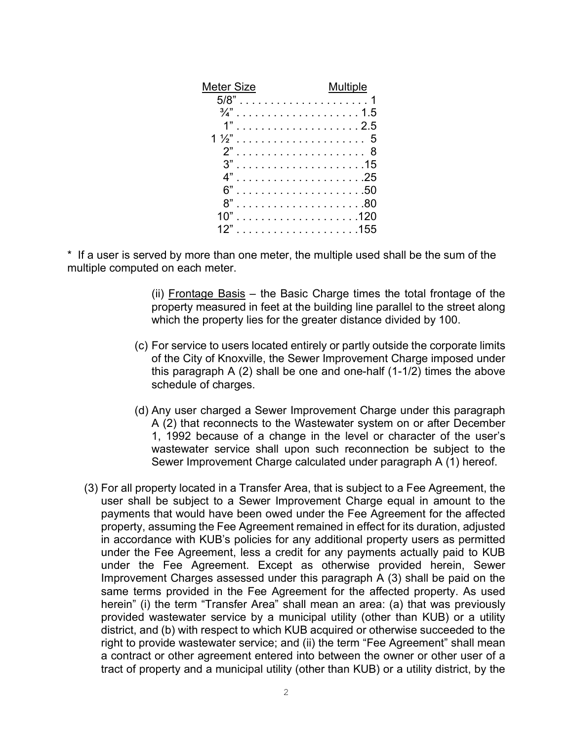| Meter Size | Multiple |
|---|---|
| 5/8" | 1 |
| ¾" | 1.5 |
| 1" | 2.5 |
| 1 ½" | 5 |
| 2" | 8 |
| 3" | 15 |
| 4" | 25 |
| 6" | 50 |
| 8" | 80 |
| 10" | 120 |
| 12" | 155 |

* If a user is served by more than one meter, the multiple used shall be the sum of the multiple computed on each meter.

(ii) Frontage Basis – the Basic Charge times the total frontage of the property measured in feet at the building line parallel to the street along which the property lies for the greater distance divided by 100.

(c) For service to users located entirely or partly outside the corporate limits of the City of Knoxville, the Sewer Improvement Charge imposed under this paragraph A (2) shall be one and one-half (1-1/2) times the above schedule of charges.

(d) Any user charged a Sewer Improvement Charge under this paragraph A (2) that reconnects to the Wastewater system on or after December 1, 1992 because of a change in the level or character of the user's wastewater service shall upon such reconnection be subject to the Sewer Improvement Charge calculated under paragraph A (1) hereof.

(3) For all property located in a Transfer Area, that is subject to a Fee Agreement, the user shall be subject to a Sewer Improvement Charge equal in amount to the payments that would have been owed under the Fee Agreement for the affected property, assuming the Fee Agreement remained in effect for its duration, adjusted in accordance with KUB's policies for any additional property users as permitted under the Fee Agreement, less a credit for any payments actually paid to KUB under the Fee Agreement. Except as otherwise provided herein, Sewer Improvement Charges assessed under this paragraph A (3) shall be paid on the same terms provided in the Fee Agreement for the affected property. As used herein" (i) the term "Transfer Area" shall mean an area: (a) that was previously provided wastewater service by a municipal utility (other than KUB) or a utility district, and (b) with respect to which KUB acquired or otherwise succeeded to the right to provide wastewater service; and (ii) the term "Fee Agreement" shall mean a contract or other agreement entered into between the owner or other user of a tract of property and a municipal utility (other than KUB) or a utility district, by the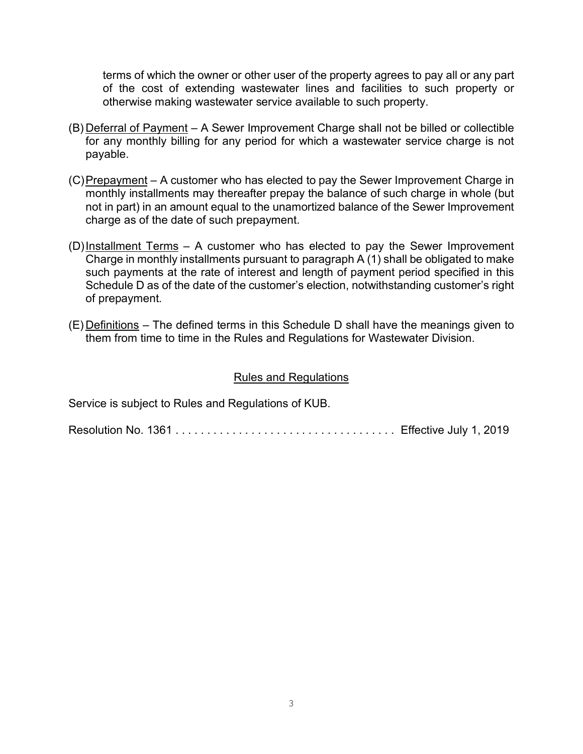terms of which the owner or other user of the property agrees to pay all or any part of the cost of extending wastewater lines and facilities to such property or otherwise making wastewater service available to such property.

(B) Deferral of Payment – A Sewer Improvement Charge shall not be billed or collectible for any monthly billing for any period for which a wastewater service charge is not payable.

(C) Prepayment – A customer who has elected to pay the Sewer Improvement Charge in monthly installments may thereafter prepay the balance of such charge in whole (but not in part) in an amount equal to the unamortized balance of the Sewer Improvement charge as of the date of such prepayment.

(D) Installment Terms – A customer who has elected to pay the Sewer Improvement Charge in monthly installments pursuant to paragraph A (1) shall be obligated to make such payments at the rate of interest and length of payment period specified in this Schedule D as of the date of the customer's election, notwithstanding customer's right of prepayment.

(E) Definitions – The defined terms in this Schedule D shall have the meanings given to them from time to time in the Rules and Regulations for Wastewater Division.

## Rules and Regulations

Service is subject to Rules and Regulations of KUB.

Resolution No. 1361 . . . . . . . . . . . . . . . . . . . . . . . . . . . . . . . . . . Effective July 1, 2019